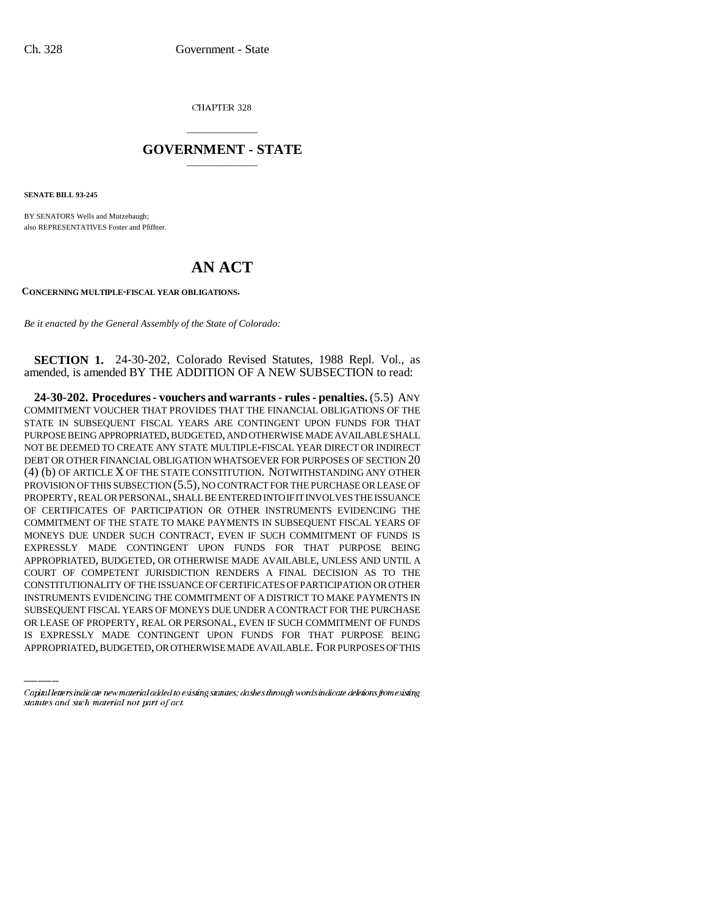CHAPTER 328

# GOVERNMENT - STATE

**SENATE BILL 93-245**

BY SENATORS Wells and Mutzebaugh;
also REPRESENTATIVES Foster and Pfiffner.

# AN ACT

**CONCERNING MULTIPLE-FISCAL YEAR OBLIGATIONS.**

*Be it enacted by the General Assembly of the State of Colorado:*

**SECTION 1.** 24-30-202, Colorado Revised Statutes, 1988 Repl. Vol., as amended, is amended BY THE ADDITION OF A NEW SUBSECTION to read:

**24-30-202. Procedures - vouchers and warrants - rules - penalties.** (5.5) ANY COMMITMENT VOUCHER THAT PROVIDES THAT THE FINANCIAL OBLIGATIONS OF THE STATE IN SUBSEQUENT FISCAL YEARS ARE CONTINGENT UPON FUNDS FOR THAT PURPOSE BEING APPROPRIATED, BUDGETED, AND OTHERWISE MADE AVAILABLE SHALL NOT BE DEEMED TO CREATE ANY STATE MULTIPLE-FISCAL YEAR DIRECT OR INDIRECT DEBT OR OTHER FINANCIAL OBLIGATION WHATSOEVER FOR PURPOSES OF SECTION 20 (4) (b) OF ARTICLE X OF THE STATE CONSTITUTION. NOTWITHSTANDING ANY OTHER PROVISION OF THIS SUBSECTION (5.5), NO CONTRACT FOR THE PURCHASE OR LEASE OF PROPERTY, REAL OR PERSONAL, SHALL BE ENTERED INTO IF IT INVOLVES THE ISSUANCE OF CERTIFICATES OF PARTICIPATION OR OTHER INSTRUMENTS EVIDENCING THE COMMITMENT OF THE STATE TO MAKE PAYMENTS IN SUBSEQUENT FISCAL YEARS OF MONEYS DUE UNDER SUCH CONTRACT, EVEN IF SUCH COMMITMENT OF FUNDS IS EXPRESSLY MADE CONTINGENT UPON FUNDS FOR THAT PURPOSE BEING APPROPRIATED, BUDGETED, OR OTHERWISE MADE AVAILABLE, UNLESS AND UNTIL A COURT OF COMPETENT JURISDICTION RENDERS A FINAL DECISION AS TO THE CONSTITUTIONALITY OF THE ISSUANCE OF CERTIFICATES OF PARTICIPATION OR OTHER INSTRUMENTS EVIDENCING THE COMMITMENT OF A DISTRICT TO MAKE PAYMENTS IN SUBSEQUENT FISCAL YEARS OF MONEYS DUE UNDER A CONTRACT FOR THE PURCHASE OR LEASE OF PROPERTY, REAL OR PERSONAL, EVEN IF SUCH COMMITMENT OF FUNDS IS EXPRESSLY MADE CONTINGENT UPON FUNDS FOR THAT PURPOSE BEING APPROPRIATED, BUDGETED, OR OTHERWISE MADE AVAILABLE. FOR PURPOSES OF THIS

Capital letters indicate new material added to existing statutes; dashes through words indicate deletions from existing statutes and such material not part of act.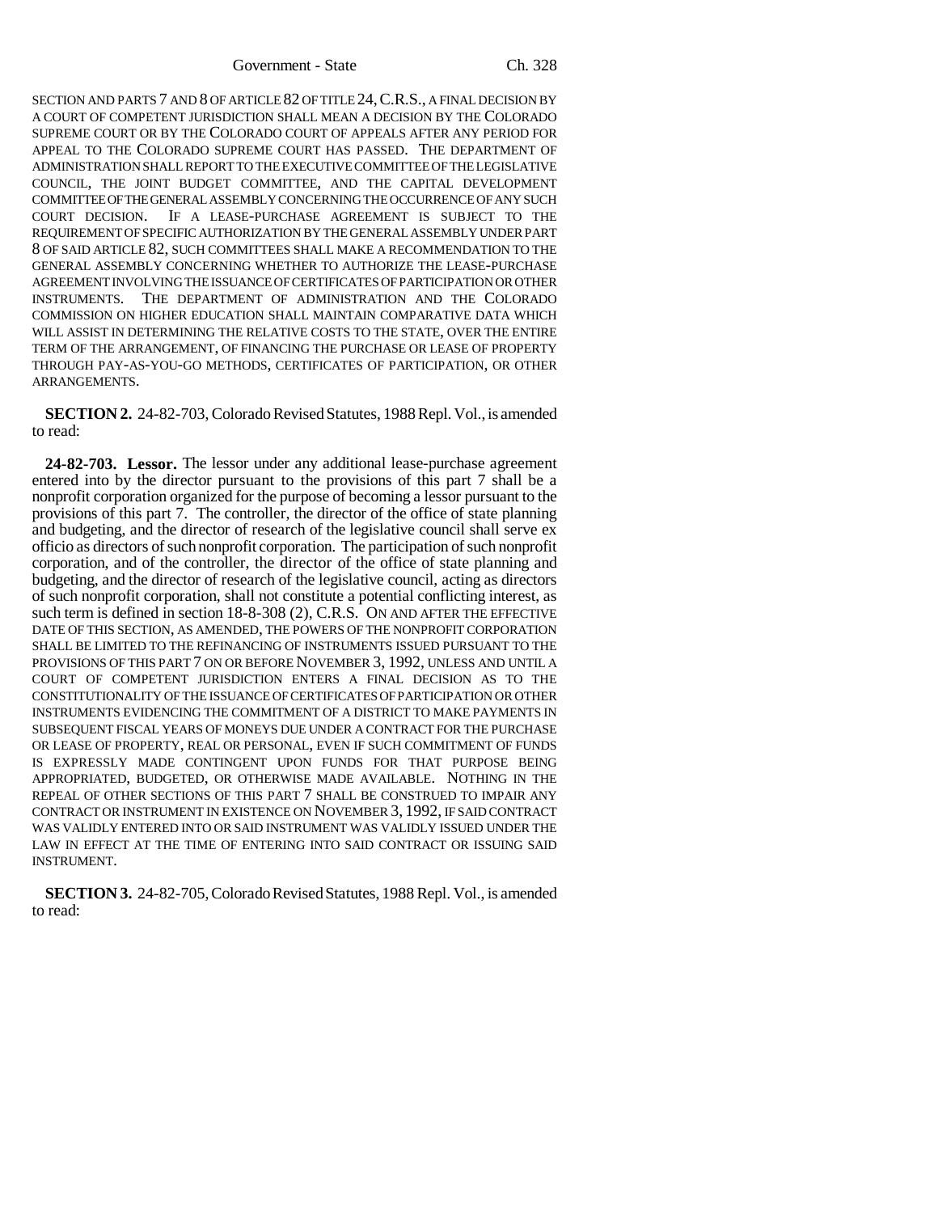SECTION AND PARTS 7 AND 8 OF ARTICLE 82 OF TITLE 24, C.R.S., A FINAL DECISION BY A COURT OF COMPETENT JURISDICTION SHALL MEAN A DECISION BY THE COLORADO SUPREME COURT OR BY THE COLORADO COURT OF APPEALS AFTER ANY PERIOD FOR APPEAL TO THE COLORADO SUPREME COURT HAS PASSED. THE DEPARTMENT OF ADMINISTRATION SHALL REPORT TO THE EXECUTIVE COMMITTEE OF THE LEGISLATIVE COUNCIL, THE JOINT BUDGET COMMITTEE, AND THE CAPITAL DEVELOPMENT COMMITTEE OF THE GENERAL ASSEMBLY CONCERNING THE OCCURRENCE OF ANY SUCH COURT DECISION. IF A LEASE-PURCHASE AGREEMENT IS SUBJECT TO THE REQUIREMENT OF SPECIFIC AUTHORIZATION BY THE GENERAL ASSEMBLY UNDER PART 8 OF SAID ARTICLE 82, SUCH COMMITTEES SHALL MAKE A RECOMMENDATION TO THE GENERAL ASSEMBLY CONCERNING WHETHER TO AUTHORIZE THE LEASE-PURCHASE AGREEMENT INVOLVING THE ISSUANCE OF CERTIFICATES OF PARTICIPATION OR OTHER INSTRUMENTS. THE DEPARTMENT OF ADMINISTRATION AND THE COLORADO COMMISSION ON HIGHER EDUCATION SHALL MAINTAIN COMPARATIVE DATA WHICH WILL ASSIST IN DETERMINING THE RELATIVE COSTS TO THE STATE, OVER THE ENTIRE TERM OF THE ARRANGEMENT, OF FINANCING THE PURCHASE OR LEASE OF PROPERTY THROUGH PAY-AS-YOU-GO METHODS, CERTIFICATES OF PARTICIPATION, OR OTHER ARRANGEMENTS.

**SECTION 2.** 24-82-703, Colorado Revised Statutes, 1988 Repl. Vol., is amended to read:

**24-82-703. Lessor.** The lessor under any additional lease-purchase agreement entered into by the director pursuant to the provisions of this part 7 shall be a nonprofit corporation organized for the purpose of becoming a lessor pursuant to the provisions of this part 7. The controller, the director of the office of state planning and budgeting, and the director of research of the legislative council shall serve ex officio as directors of such nonprofit corporation. The participation of such nonprofit corporation, and of the controller, the director of the office of state planning and budgeting, and the director of research of the legislative council, acting as directors of such nonprofit corporation, shall not constitute a potential conflicting interest, as such term is defined in section 18-8-308 (2), C.R.S. ON AND AFTER THE EFFECTIVE DATE OF THIS SECTION, AS AMENDED, THE POWERS OF THE NONPROFIT CORPORATION SHALL BE LIMITED TO THE REFINANCING OF INSTRUMENTS ISSUED PURSUANT TO THE PROVISIONS OF THIS PART 7 ON OR BEFORE NOVEMBER 3, 1992, UNLESS AND UNTIL A COURT OF COMPETENT JURISDICTION ENTERS A FINAL DECISION AS TO THE CONSTITUTIONALITY OF THE ISSUANCE OF CERTIFICATES OF PARTICIPATION OR OTHER INSTRUMENTS EVIDENCING THE COMMITMENT OF A DISTRICT TO MAKE PAYMENTS IN SUBSEQUENT FISCAL YEARS OF MONEYS DUE UNDER A CONTRACT FOR THE PURCHASE OR LEASE OF PROPERTY, REAL OR PERSONAL, EVEN IF SUCH COMMITMENT OF FUNDS IS EXPRESSLY MADE CONTINGENT UPON FUNDS FOR THAT PURPOSE BEING APPROPRIATED, BUDGETED, OR OTHERWISE MADE AVAILABLE. NOTHING IN THE REPEAL OF OTHER SECTIONS OF THIS PART 7 SHALL BE CONSTRUED TO IMPAIR ANY CONTRACT OR INSTRUMENT IN EXISTENCE ON NOVEMBER 3, 1992, IF SAID CONTRACT WAS VALIDLY ENTERED INTO OR SAID INSTRUMENT WAS VALIDLY ISSUED UNDER THE LAW IN EFFECT AT THE TIME OF ENTERING INTO SAID CONTRACT OR ISSUING SAID INSTRUMENT.

**SECTION 3.** 24-82-705, Colorado Revised Statutes, 1988 Repl. Vol., is amended to read: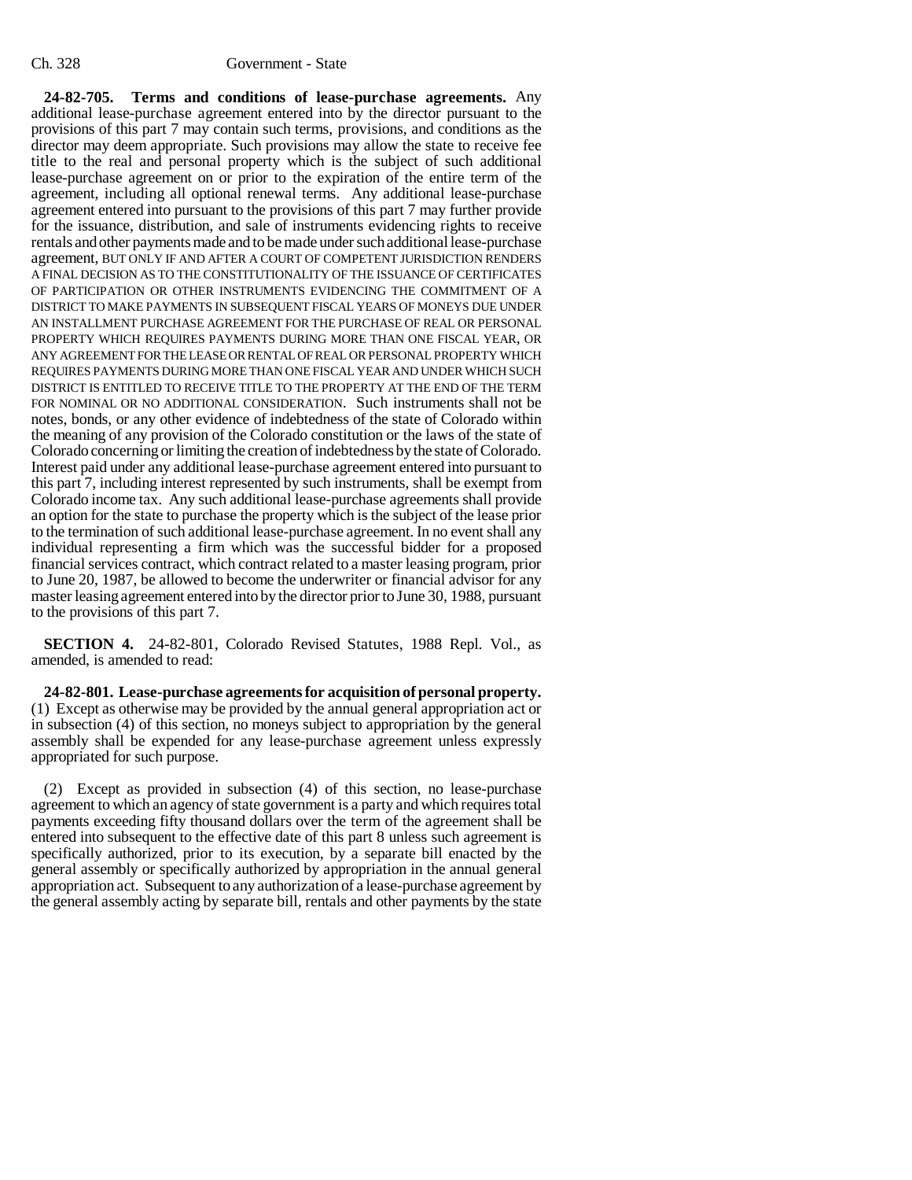**24-82-705. Terms and conditions of lease-purchase agreements.** Any additional lease-purchase agreement entered into by the director pursuant to the provisions of this part 7 may contain such terms, provisions, and conditions as the director may deem appropriate. Such provisions may allow the state to receive fee title to the real and personal property which is the subject of such additional lease-purchase agreement on or prior to the expiration of the entire term of the agreement, including all optional renewal terms. Any additional lease-purchase agreement entered into pursuant to the provisions of this part 7 may further provide for the issuance, distribution, and sale of instruments evidencing rights to receive rentals and other payments made and to be made under such additional lease-purchase agreement, BUT ONLY IF AND AFTER A COURT OF COMPETENT JURISDICTION RENDERS A FINAL DECISION AS TO THE CONSTITUTIONALITY OF THE ISSUANCE OF CERTIFICATES OF PARTICIPATION OR OTHER INSTRUMENTS EVIDENCING THE COMMITMENT OF A DISTRICT TO MAKE PAYMENTS IN SUBSEQUENT FISCAL YEARS OF MONEYS DUE UNDER AN INSTALLMENT PURCHASE AGREEMENT FOR THE PURCHASE OF REAL OR PERSONAL PROPERTY WHICH REQUIRES PAYMENTS DURING MORE THAN ONE FISCAL YEAR, OR ANY AGREEMENT FOR THE LEASE OR RENTAL OF REAL OR PERSONAL PROPERTY WHICH REQUIRES PAYMENTS DURING MORE THAN ONE FISCAL YEAR AND UNDER WHICH SUCH DISTRICT IS ENTITLED TO RECEIVE TITLE TO THE PROPERTY AT THE END OF THE TERM FOR NOMINAL OR NO ADDITIONAL CONSIDERATION. Such instruments shall not be notes, bonds, or any other evidence of indebtedness of the state of Colorado within the meaning of any provision of the Colorado constitution or the laws of the state of Colorado concerning or limiting the creation of indebtedness by the state of Colorado. Interest paid under any additional lease-purchase agreement entered into pursuant to this part 7, including interest represented by such instruments, shall be exempt from Colorado income tax. Any such additional lease-purchase agreements shall provide an option for the state to purchase the property which is the subject of the lease prior to the termination of such additional lease-purchase agreement. In no event shall any individual representing a firm which was the successful bidder for a proposed financial services contract, which contract related to a master leasing program, prior to June 20, 1987, be allowed to become the underwriter or financial advisor for any master leasing agreement entered into by the director prior to June 30, 1988, pursuant to the provisions of this part 7.

**SECTION 4.** 24-82-801, Colorado Revised Statutes, 1988 Repl. Vol., as amended, is amended to read:

**24-82-801. Lease-purchase agreements for acquisition of personal property.** (1) Except as otherwise may be provided by the annual general appropriation act or in subsection (4) of this section, no moneys subject to appropriation by the general assembly shall be expended for any lease-purchase agreement unless expressly appropriated for such purpose.

(2) Except as provided in subsection (4) of this section, no lease-purchase agreement to which an agency of state government is a party and which requires total payments exceeding fifty thousand dollars over the term of the agreement shall be entered into subsequent to the effective date of this part 8 unless such agreement is specifically authorized, prior to its execution, by a separate bill enacted by the general assembly or specifically authorized by appropriation in the annual general appropriation act. Subsequent to any authorization of a lease-purchase agreement by the general assembly acting by separate bill, rentals and other payments by the state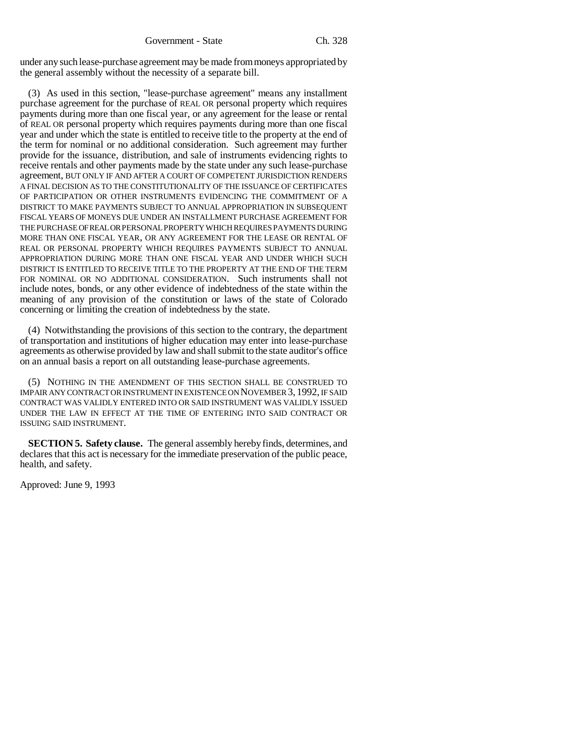under any such lease-purchase agreement may be made from moneys appropriated by the general assembly without the necessity of a separate bill.

(3) As used in this section, "lease-purchase agreement" means any installment purchase agreement for the purchase of REAL OR personal property which requires payments during more than one fiscal year, or any agreement for the lease or rental of REAL OR personal property which requires payments during more than one fiscal year and under which the state is entitled to receive title to the property at the end of the term for nominal or no additional consideration. Such agreement may further provide for the issuance, distribution, and sale of instruments evidencing rights to receive rentals and other payments made by the state under any such lease-purchase agreement, BUT ONLY IF AND AFTER A COURT OF COMPETENT JURISDICTION RENDERS A FINAL DECISION AS TO THE CONSTITUTIONALITY OF THE ISSUANCE OF CERTIFICATES OF PARTICIPATION OR OTHER INSTRUMENTS EVIDENCING THE COMMITMENT OF A DISTRICT TO MAKE PAYMENTS SUBJECT TO ANNUAL APPROPRIATION IN SUBSEQUENT FISCAL YEARS OF MONEYS DUE UNDER AN INSTALLMENT PURCHASE AGREEMENT FOR THE PURCHASE OF REAL OR PERSONAL PROPERTY WHICH REQUIRES PAYMENTS DURING MORE THAN ONE FISCAL YEAR, OR ANY AGREEMENT FOR THE LEASE OR RENTAL OF REAL OR PERSONAL PROPERTY WHICH REQUIRES PAYMENTS SUBJECT TO ANNUAL APPROPRIATION DURING MORE THAN ONE FISCAL YEAR AND UNDER WHICH SUCH DISTRICT IS ENTITLED TO RECEIVE TITLE TO THE PROPERTY AT THE END OF THE TERM FOR NOMINAL OR NO ADDITIONAL CONSIDERATION. Such instruments shall not include notes, bonds, or any other evidence of indebtedness of the state within the meaning of any provision of the constitution or laws of the state of Colorado concerning or limiting the creation of indebtedness by the state.

(4) Notwithstanding the provisions of this section to the contrary, the department of transportation and institutions of higher education may enter into lease-purchase agreements as otherwise provided by law and shall submit to the state auditor's office on an annual basis a report on all outstanding lease-purchase agreements.

(5) NOTHING IN THE AMENDMENT OF THIS SECTION SHALL BE CONSTRUED TO IMPAIR ANY CONTRACT OR INSTRUMENT IN EXISTENCE ON NOVEMBER 3, 1992, IF SAID CONTRACT WAS VALIDLY ENTERED INTO OR SAID INSTRUMENT WAS VALIDLY ISSUED UNDER THE LAW IN EFFECT AT THE TIME OF ENTERING INTO SAID CONTRACT OR ISSUING SAID INSTRUMENT.

**SECTION 5. Safety clause.** The general assembly hereby finds, determines, and declares that this act is necessary for the immediate preservation of the public peace, health, and safety.

Approved: June 9, 1993